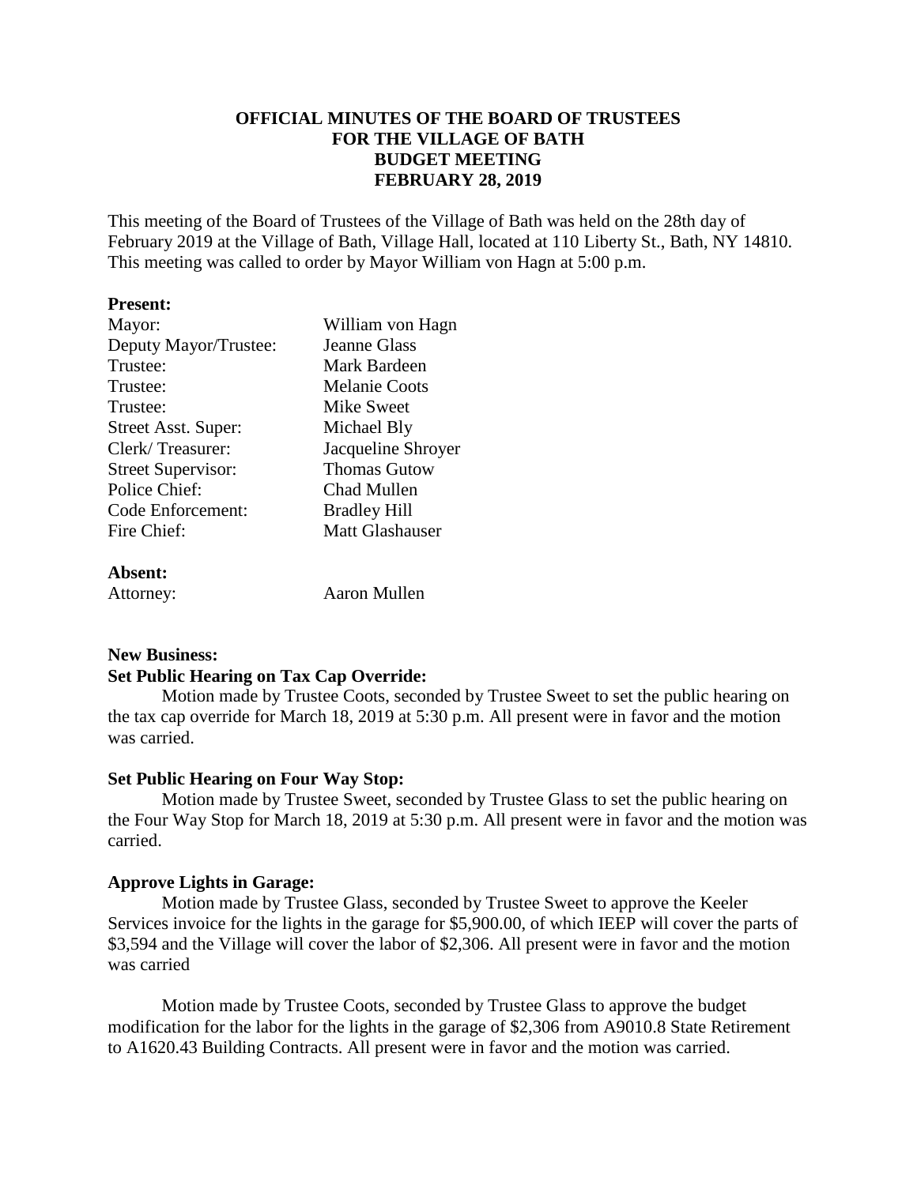**OFFICIAL MINUTES OF THE BOARD OF TRUSTEES**
**FOR THE VILLAGE OF BATH**
**BUDGET MEETING**
**FEBRUARY 28, 2019**

This meeting of the Board of Trustees of the Village of Bath was held on the 28th day of February 2019 at the Village of Bath, Village Hall, located at 110 Liberty St., Bath, NY 14810. This meeting was called to order by Mayor William von Hagn at 5:00 p.m.

**Present:**

| | |
|---|---|
| Mayor: | William von Hagn |
| Deputy Mayor/Trustee: | Jeanne Glass |
| Trustee: | Mark Bardeen |
| Trustee: | Melanie Coots |
| Trustee: | Mike Sweet |
| Street Asst. Super: | Michael Bly |
| Clerk/ Treasurer: | Jacqueline Shroyer |
| Street Supervisor: | Thomas Gutow |
| Police Chief: | Chad Mullen |
| Code Enforcement: | Bradley Hill |
| Fire Chief: | Matt Glashauser |

**Absent:**

| | |
|---|---|
| Attorney: | Aaron Mullen |

**New Business:**

**Set Public Hearing on Tax Cap Override:**

Motion made by Trustee Coots, seconded by Trustee Sweet to set the public hearing on the tax cap override for March 18, 2019 at 5:30 p.m. All present were in favor and the motion was carried.

**Set Public Hearing on Four Way Stop:**

Motion made by Trustee Sweet, seconded by Trustee Glass to set the public hearing on the Four Way Stop for March 18, 2019 at 5:30 p.m. All present were in favor and the motion was carried.

**Approve Lights in Garage:**

Motion made by Trustee Glass, seconded by Trustee Sweet to approve the Keeler Services invoice for the lights in the garage for $5,900.00, of which IEEP will cover the parts of $3,594 and the Village will cover the labor of $2,306. All present were in favor and the motion was carried

Motion made by Trustee Coots, seconded by Trustee Glass to approve the budget modification for the labor for the lights in the garage of $2,306 from A9010.8 State Retirement to A1620.43 Building Contracts. All present were in favor and the motion was carried.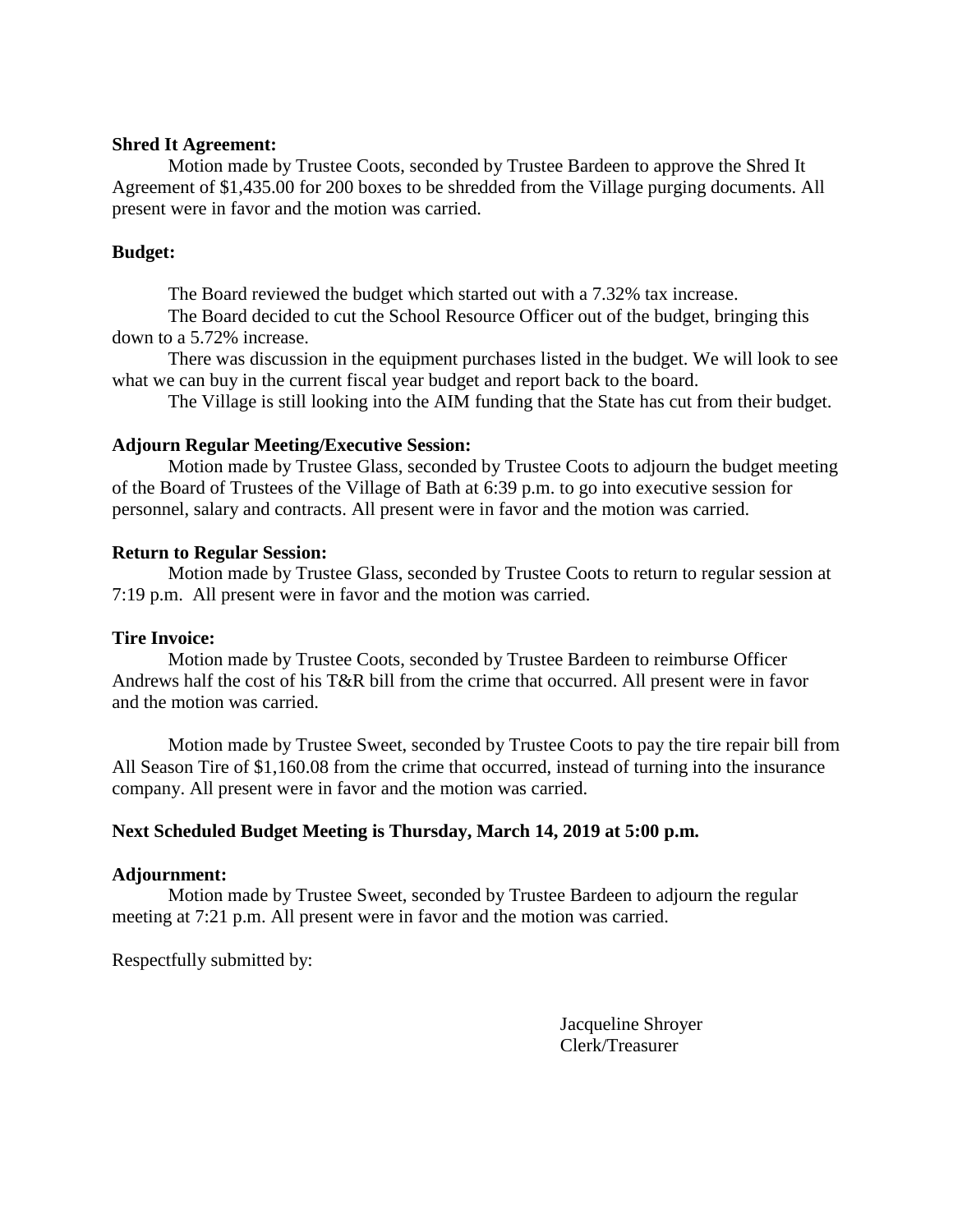**Shred It Agreement:**

Motion made by Trustee Coots, seconded by Trustee Bardeen to approve the Shred It Agreement of $1,435.00 for 200 boxes to be shredded from the Village purging documents. All present were in favor and the motion was carried.

**Budget:**

The Board reviewed the budget which started out with a 7.32% tax increase.

The Board decided to cut the School Resource Officer out of the budget, bringing this down to a 5.72% increase.

There was discussion in the equipment purchases listed in the budget. We will look to see what we can buy in the current fiscal year budget and report back to the board.

The Village is still looking into the AIM funding that the State has cut from their budget.

**Adjourn Regular Meeting/Executive Session:**

Motion made by Trustee Glass, seconded by Trustee Coots to adjourn the budget meeting of the Board of Trustees of the Village of Bath at 6:39 p.m. to go into executive session for personnel, salary and contracts. All present were in favor and the motion was carried.

**Return to Regular Session:**

Motion made by Trustee Glass, seconded by Trustee Coots to return to regular session at 7:19 p.m. All present were in favor and the motion was carried.

**Tire Invoice:**

Motion made by Trustee Coots, seconded by Trustee Bardeen to reimburse Officer Andrews half the cost of his T&R bill from the crime that occurred. All present were in favor and the motion was carried.

Motion made by Trustee Sweet, seconded by Trustee Coots to pay the tire repair bill from All Season Tire of $1,160.08 from the crime that occurred, instead of turning into the insurance company. All present were in favor and the motion was carried.

**Next Scheduled Budget Meeting is Thursday, March 14, 2019 at 5:00 p.m.**

**Adjournment:**

Motion made by Trustee Sweet, seconded by Trustee Bardeen to adjourn the regular meeting at 7:21 p.m. All present were in favor and the motion was carried.

Respectfully submitted by:

Jacqueline Shroyer
Clerk/Treasurer